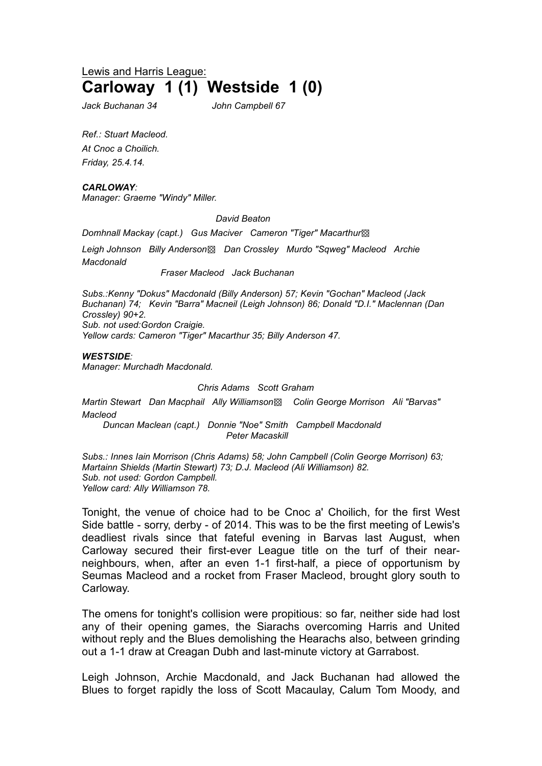Lewis and Harris League:

# Carloway 1 (1) Westside 1 (0)

*Jack Buchanan 34* *John Campbell 67*

*Ref.: Stuart Macleod.*

*At Cnoc a Choilich.*

*Friday, 25.4.14.*

***CARLOWAY:***

*Manager: Graeme "Windy" Miller.*

*David Beaton*

*Domhnall Mackay (capt.) Gus Maciver Cameron "Tiger" Macarthur▧*

*Leigh Johnson Billy Anderson▧ Dan Crossley Murdo "Sqweg" Macleod Archie Macdonald*

*Fraser Macleod Jack Buchanan*

*Subs.:Kenny "Dokus" Macdonald (Billy Anderson) 57; Kevin "Gochan" Macleod (Jack Buchanan) 74; Kevin "Barra" Macneil (Leigh Johnson) 86; Donald "D.I." Maclennan (Dan Crossley) 90+2.*

*Sub. not used:Gordon Craigie.*

*Yellow cards: Cameron "Tiger" Macarthur 35; Billy Anderson 47.*

***WESTSIDE:***

*Manager: Murchadh Macdonald.*

*Chris Adams Scott Graham*

*Martin Stewart Dan Macphail Ally Williamson▧ Colin George Morrison Ali "Barvas" Macleod*

*Duncan Maclean (capt.) Donnie "Noe" Smith Campbell Macdonald*

*Peter Macaskill*

*Subs.: Innes Iain Morrison (Chris Adams) 58; John Campbell (Colin George Morrison) 63; Martainn Shields (Martin Stewart) 73; D.J. Macleod (Ali Williamson) 82.*

*Sub. not used: Gordon Campbell.*

*Yellow card: Ally Williamson 78.*

Tonight, the venue of choice had to be Cnoc a' Choilich, for the first West Side battle - sorry, derby - of 2014. This was to be the first meeting of Lewis's deadliest rivals since that fateful evening in Barvas last August, when Carloway secured their first-ever League title on the turf of their near-neighbours, when, after an even 1-1 first-half, a piece of opportunism by Seumas Macleod and a rocket from Fraser Macleod, brought glory south to Carloway.

The omens for tonight's collision were propitious: so far, neither side had lost any of their opening games, the Siarachs overcoming Harris and United without reply and the Blues demolishing the Hearachs also, between grinding out a 1-1 draw at Creagan Dubh and last-minute victory at Garrabost.

Leigh Johnson, Archie Macdonald, and Jack Buchanan had allowed the Blues to forget rapidly the loss of Scott Macaulay, Calum Tom Moody, and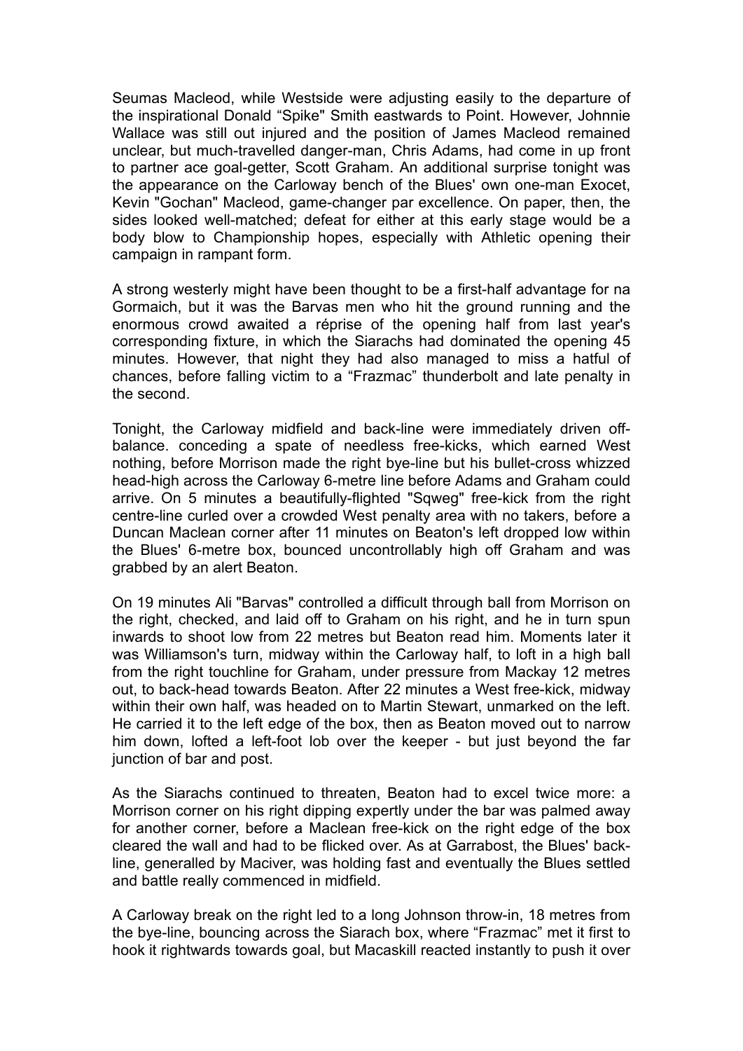Seumas Macleod, while Westside were adjusting easily to the departure of the inspirational Donald “Spike" Smith eastwards to Point. However, Johnnie Wallace was still out injured and the position of James Macleod remained unclear, but much-travelled danger-man, Chris Adams, had come in up front to partner ace goal-getter, Scott Graham. An additional surprise tonight was the appearance on the Carloway bench of the Blues' own one-man Exocet, Kevin "Gochan" Macleod, game-changer par excellence. On paper, then, the sides looked well-matched; defeat for either at this early stage would be a body blow to Championship hopes, especially with Athletic opening their campaign in rampant form.

A strong westerly might have been thought to be a first-half advantage for na Gormaich, but it was the Barvas men who hit the ground running and the enormous crowd awaited a réprise of the opening half from last year's corresponding fixture, in which the Siarachs had dominated the opening 45 minutes. However, that night they had also managed to miss a hatful of chances, before falling victim to a “Frazmac” thunderbolt and late penalty in the second.

Tonight, the Carloway midfield and back-line were immediately driven off-balance. conceding a spate of needless free-kicks, which earned West nothing, before Morrison made the right bye-line but his bullet-cross whizzed head-high across the Carloway 6-metre line before Adams and Graham could arrive. On 5 minutes a beautifully-flighted "Sqweg" free-kick from the right centre-line curled over a crowded West penalty area with no takers, before a Duncan Maclean corner after 11 minutes on Beaton's left dropped low within the Blues' 6-metre box, bounced uncontrollably high off Graham and was grabbed by an alert Beaton.

On 19 minutes Ali "Barvas" controlled a difficult through ball from Morrison on the right, checked, and laid off to Graham on his right, and he in turn spun inwards to shoot low from 22 metres but Beaton read him. Moments later it was Williamson's turn, midway within the Carloway half, to loft in a high ball from the right touchline for Graham, under pressure from Mackay 12 metres out, to back-head towards Beaton. After 22 minutes a West free-kick, midway within their own half, was headed on to Martin Stewart, unmarked on the left. He carried it to the left edge of the box, then as Beaton moved out to narrow him down, lofted a left-foot lob over the keeper - but just beyond the far junction of bar and post.

As the Siarachs continued to threaten, Beaton had to excel twice more: a Morrison corner on his right dipping expertly under the bar was palmed away for another corner, before a Maclean free-kick on the right edge of the box cleared the wall and had to be flicked over. As at Garrabost, the Blues' back-line, generalled by Maciver, was holding fast and eventually the Blues settled and battle really commenced in midfield.

A Carloway break on the right led to a long Johnson throw-in, 18 metres from the bye-line, bouncing across the Siarach box, where “Frazmac” met it first to hook it rightwards towards goal, but Macaskill reacted instantly to push it over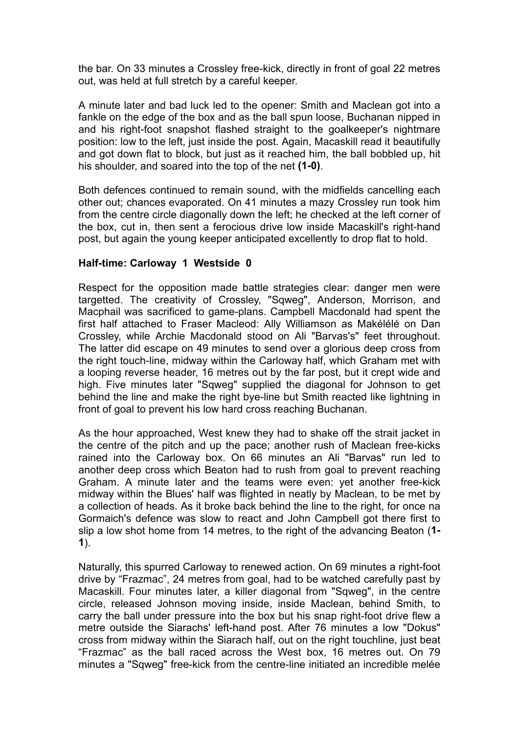the bar. On 33 minutes a Crossley free-kick, directly in front of goal 22 metres out, was held at full stretch by a careful keeper.

A minute later and bad luck led to the opener: Smith and Maclean got into a fankle on the edge of the box and as the ball spun loose, Buchanan nipped in and his right-foot snapshot flashed straight to the goalkeeper's nightmare position: low to the left, just inside the post. Again, Macaskill read it beautifully and got down flat to block, but just as it reached him, the ball bobbled up, hit his shoulder, and soared into the top of the net **(1-0)**.

Both defences continued to remain sound, with the midfields cancelling each other out; chances evaporated. On 41 minutes a mazy Crossley run took him from the centre circle diagonally down the left; he checked at the left corner of the box, cut in, then sent a ferocious drive low inside Macaskill's right-hand post, but again the young keeper anticipated excellently to drop flat to hold.

**Half-time: Carloway 1 Westside 0**

Respect for the opposition made battle strategies clear: danger men were targetted. The creativity of Crossley, "Sqweg", Anderson, Morrison, and Macphail was sacrificed to game-plans. Campbell Macdonald had spent the first half attached to Fraser Macleod: Ally Williamson as Makélélé on Dan Crossley, while Archie Macdonald stood on Ali "Barvas's" feet throughout. The latter did escape on 49 minutes to send over a glorious deep cross from the right touch-line, midway within the Carloway half, which Graham met with a looping reverse header, 16 metres out by the far post, but it crept wide and high. Five minutes later "Sqweg" supplied the diagonal for Johnson to get behind the line and make the right bye-line but Smith reacted like lightning in front of goal to prevent his low hard cross reaching Buchanan.

As the hour approached, West knew they had to shake off the strait jacket in the centre of the pitch and up the pace; another rush of Maclean free-kicks rained into the Carloway box. On 66 minutes an Ali "Barvas" run led to another deep cross which Beaton had to rush from goal to prevent reaching Graham. A minute later and the teams were even: yet another free-kick midway within the Blues' half was flighted in neatly by Maclean, to be met by a collection of heads. As it broke back behind the line to the right, for once na Gormaich's defence was slow to react and John Campbell got there first to slip a low shot home from 14 metres, to the right of the advancing Beaton (**1-1**).

Naturally, this spurred Carloway to renewed action. On 69 minutes a right-foot drive by "Frazmac", 24 metres from goal, had to be watched carefully past by Macaskill. Four minutes later, a killer diagonal from "Sqweg", in the centre circle, released Johnson moving inside, inside Maclean, behind Smith, to carry the ball under pressure into the box but his snap right-foot drive flew a metre outside the Siarachs' left-hand post. After 76 minutes a low "Dokus" cross from midway within the Siarach half, out on the right touchline, just beat "Frazmac" as the ball raced across the West box, 16 metres out. On 79 minutes a "Sqweg" free-kick from the centre-line initiated an incredible melée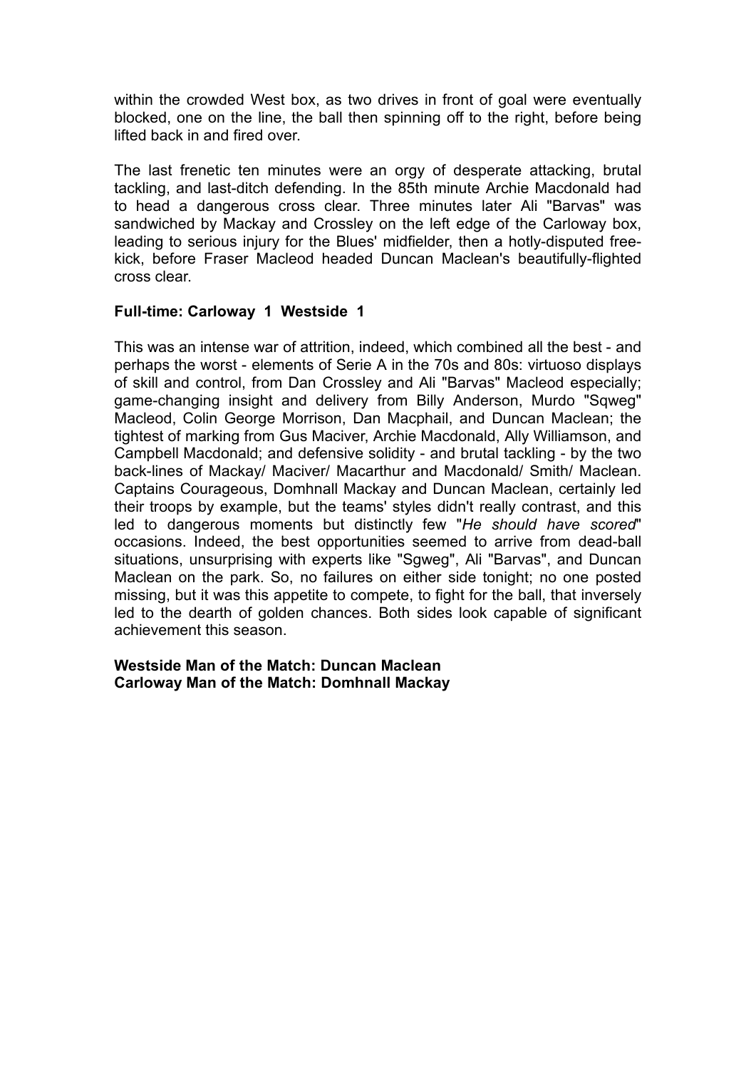within the crowded West box, as two drives in front of goal were eventually blocked, one on the line, the ball then spinning off to the right, before being lifted back in and fired over.

The last frenetic ten minutes were an orgy of desperate attacking, brutal tackling, and last-ditch defending. In the 85th minute Archie Macdonald had to head a dangerous cross clear. Three minutes later Ali "Barvas" was sandwiched by Mackay and Crossley on the left edge of the Carloway box, leading to serious injury for the Blues' midfielder, then a hotly-disputed free-kick, before Fraser Macleod headed Duncan Maclean's beautifully-flighted cross clear.

**Full-time: Carloway 1 Westside 1**

This was an intense war of attrition, indeed, which combined all the best - and perhaps the worst - elements of Serie A in the 70s and 80s: virtuoso displays of skill and control, from Dan Crossley and Ali "Barvas" Macleod especially; game-changing insight and delivery from Billy Anderson, Murdo "Sqweg" Macleod, Colin George Morrison, Dan Macphail, and Duncan Maclean; the tightest of marking from Gus Maciver, Archie Macdonald, Ally Williamson, and Campbell Macdonald; and defensive solidity - and brutal tackling - by the two back-lines of Mackay/ Maciver/ Macarthur and Macdonald/ Smith/ Maclean. Captains Courageous, Domhnall Mackay and Duncan Maclean, certainly led their troops by example, but the teams' styles didn't really contrast, and this led to dangerous moments but distinctly few "*He should have scored*" occasions. Indeed, the best opportunities seemed to arrive from dead-ball situations, unsurprising with experts like "Sgweg", Ali "Barvas", and Duncan Maclean on the park. So, no failures on either side tonight; no one posted missing, but it was this appetite to compete, to fight for the ball, that inversely led to the dearth of golden chances. Both sides look capable of significant achievement this season.

**Westside Man of the Match: Duncan Maclean**
**Carloway Man of the Match: Domhnall Mackay**